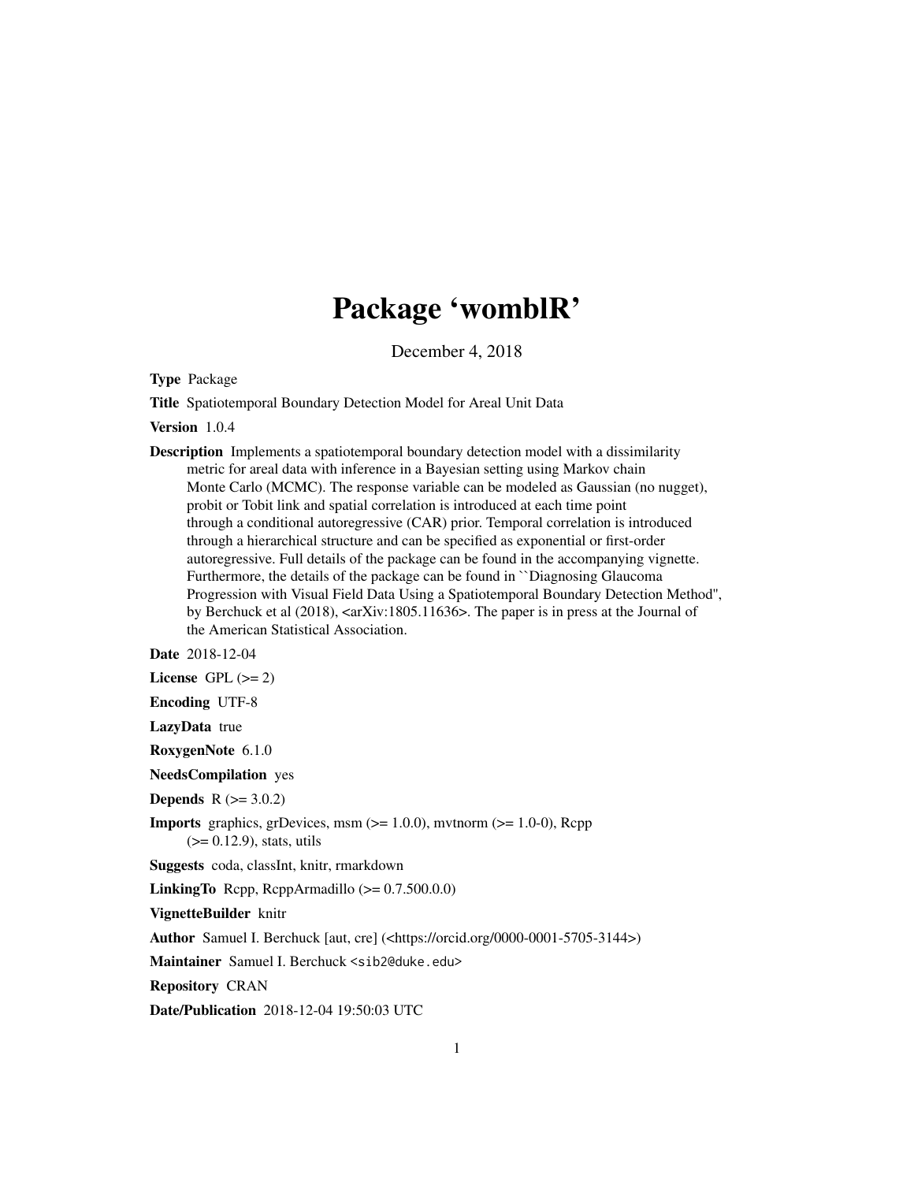# Package 'womblR'

December 4, 2018

**Type** Package

**Title** Spatiotemporal Boundary Detection Model for Areal Unit Data

**Version** 1.0.4

**Description** Implements a spatiotemporal boundary detection model with a dissimilarity metric for areal data with inference in a Bayesian setting using Markov chain Monte Carlo (MCMC). The response variable can be modeled as Gaussian (no nugget), probit or Tobit link and spatial correlation is introduced at each time point through a conditional autoregressive (CAR) prior. Temporal correlation is introduced through a hierarchical structure and can be specified as exponential or first-order autoregressive. Full details of the package can be found in the accompanying vignette. Furthermore, the details of the package can be found in ``Diagnosing Glaucoma Progression with Visual Field Data Using a Spatiotemporal Boundary Detection Method'', by Berchuck et al (2018), <arXiv:1805.11636>. The paper is in press at the Journal of the American Statistical Association.

**Date** 2018-12-04

**License** GPL (>= 2)

**Encoding** UTF-8

**LazyData** true

**RoxygenNote** 6.1.0

**NeedsCompilation** yes

**Depends** R (>= 3.0.2)

**Imports** graphics, grDevices, msm (>= 1.0.0), mvtnorm (>= 1.0-0), Rcpp (>= 0.12.9), stats, utils

**Suggests** coda, classInt, knitr, rmarkdown

**LinkingTo** Rcpp, RcppArmadillo (>= 0.7.500.0.0)

**VignetteBuilder** knitr

**Author** Samuel I. Berchuck [aut, cre] (<https://orcid.org/0000-0001-5705-3144>)

**Maintainer** Samuel I. Berchuck <sib2@duke.edu>

**Repository** CRAN

**Date/Publication** 2018-12-04 19:50:03 UTC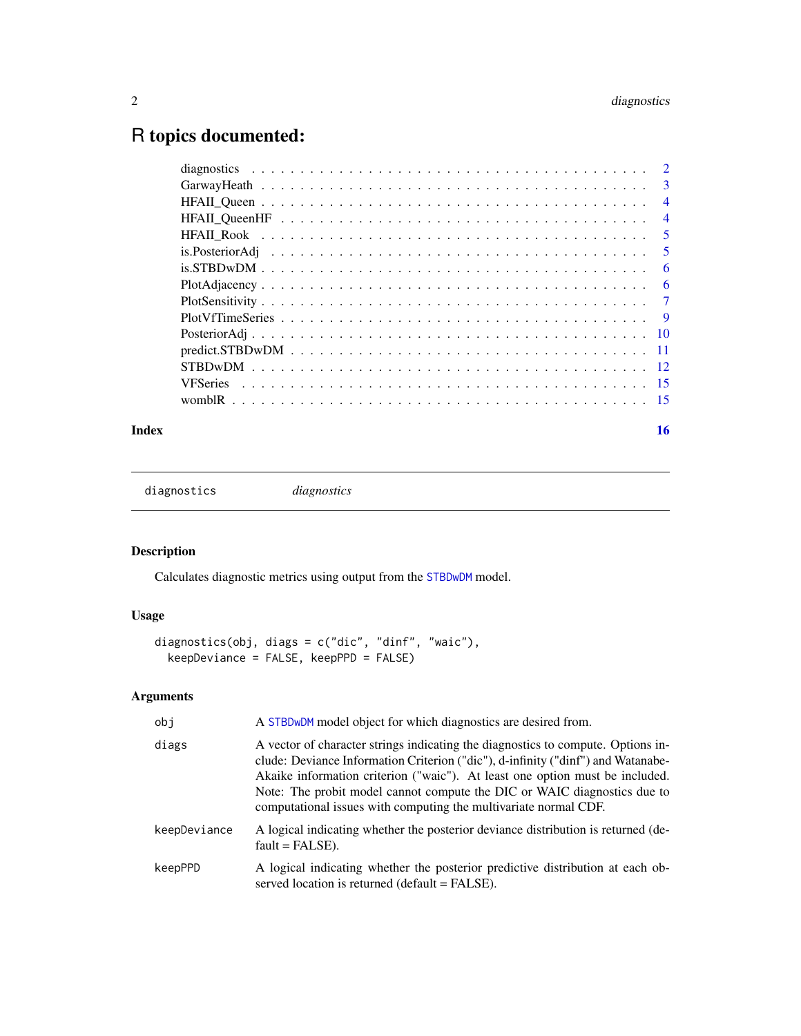# R topics documented:

| | |
|---|---|
| diagnostics | 2 |
| GarwayHeath | 3 |
| HFAII_Queen | 4 |
| HFAII_QueenHF | 4 |
| HFAII_Rook | 5 |
| is.PosteriorAdj | 5 |
| is.STBDwDM | 6 |
| PlotAdjacency | 6 |
| PlotSensitivity | 7 |
| PlotVfTimeSeries | 9 |
| PosteriorAdj | 10 |
| predict.STBDwDM | 11 |
| STBDwDM | 12 |
| VFSeries | 15 |
| womblR | 15 |
| **Index** | **16** |

---

`diagnostics` *diagnostics*

---

## Description

Calculates diagnostic metrics using output from the `STBDwDM` model.

## Usage

```
diagnostics(obj, diags = c("dic", "dinf", "waic"),
  keepDeviance = FALSE, keepPPD = FALSE)
```

## Arguments

| | |
|---|---|
| `obj` | A `STBDwDM` model object for which diagnostics are desired from. |
| `diags` | A vector of character strings indicating the diagnostics to compute. Options include: Deviance Information Criterion ("dic"), d-infinity ("dinf") and Watanabe-Akaike information criterion ("waic"). At least one option must be included. Note: The probit model cannot compute the DIC or WAIC diagnostics due to computational issues with computing the multivariate normal CDF. |
| `keepDeviance` | A logical indicating whether the posterior deviance distribution is returned (default = FALSE). |
| `keepPPD` | A logical indicating whether the posterior predictive distribution at each observed location is returned (default = FALSE). |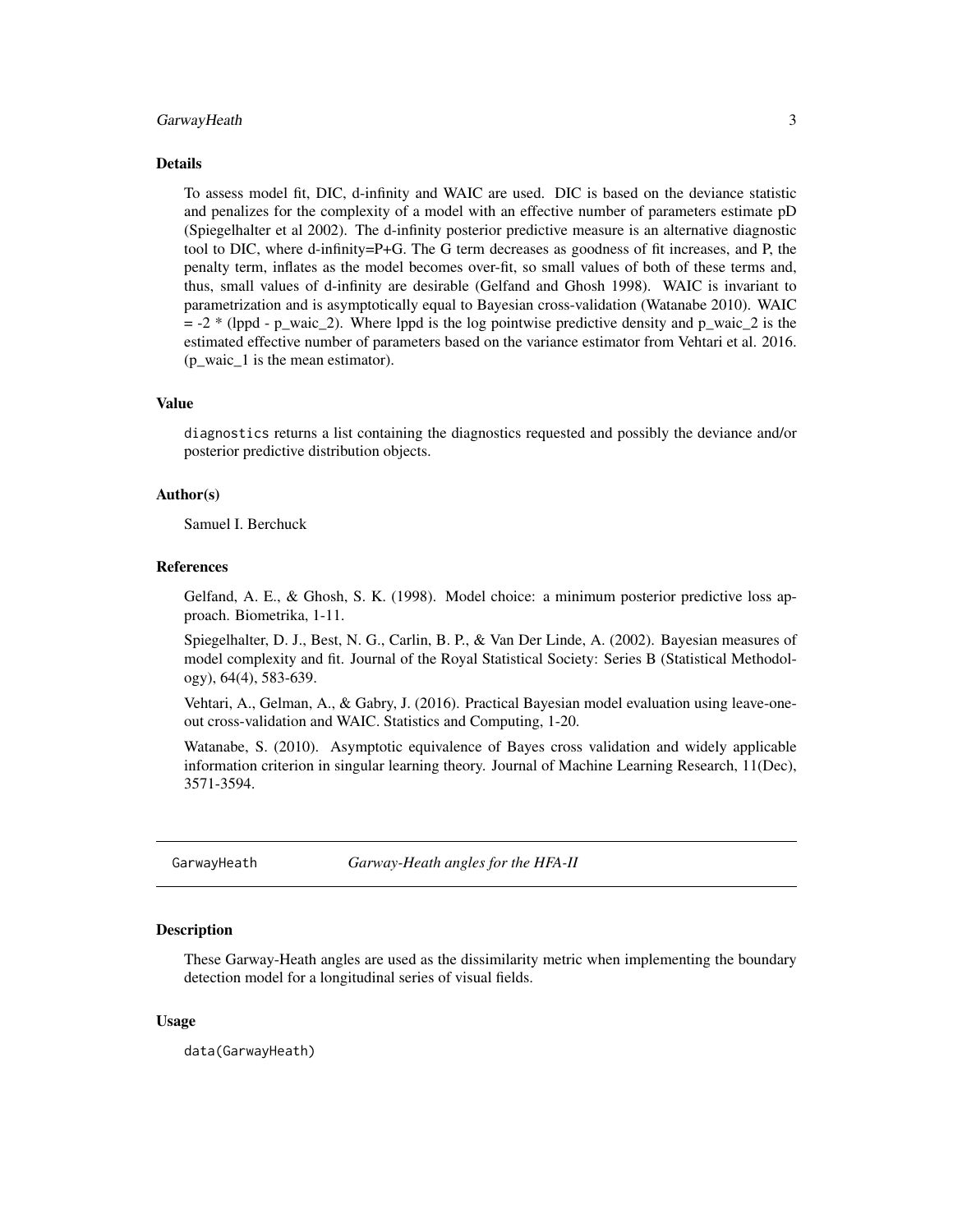## Details

To assess model fit, DIC, d-infinity and WAIC are used. DIC is based on the deviance statistic and penalizes for the complexity of a model with an effective number of parameters estimate pD (Spiegelhalter et al 2002). The d-infinity posterior predictive measure is an alternative diagnostic tool to DIC, where d-infinity=P+G. The G term decreases as goodness of fit increases, and P, the penalty term, inflates as the model becomes over-fit, so small values of both of these terms and, thus, small values of d-infinity are desirable (Gelfand and Ghosh 1998). WAIC is invariant to parametrization and is asymptotically equal to Bayesian cross-validation (Watanabe 2010). WAIC = -2 * (lppd - p_waic_2). Where lppd is the log pointwise predictive density and p_waic_2 is the estimated effective number of parameters based on the variance estimator from Vehtari et al. 2016. (p_waic_1 is the mean estimator).

## Value

`diagnostics` returns a list containing the diagnostics requested and possibly the deviance and/or posterior predictive distribution objects.

## Author(s)

Samuel I. Berchuck

## References

Gelfand, A. E., & Ghosh, S. K. (1998). Model choice: a minimum posterior predictive loss approach. Biometrika, 1-11.

Spiegelhalter, D. J., Best, N. G., Carlin, B. P., & Van Der Linde, A. (2002). Bayesian measures of model complexity and fit. Journal of the Royal Statistical Society: Series B (Statistical Methodology), 64(4), 583-639.

Vehtari, A., Gelman, A., & Gabry, J. (2016). Practical Bayesian model evaluation using leave-one-out cross-validation and WAIC. Statistics and Computing, 1-20.

Watanabe, S. (2010). Asymptotic equivalence of Bayes cross validation and widely applicable information criterion in singular learning theory. Journal of Machine Learning Research, 11(Dec), 3571-3594.

---

# GarwayHeath — *Garway-Heath angles for the HFA-II*

## Description

These Garway-Heath angles are used as the dissimilarity metric when implementing the boundary detection model for a longitudinal series of visual fields.

## Usage

```
data(GarwayHeath)
```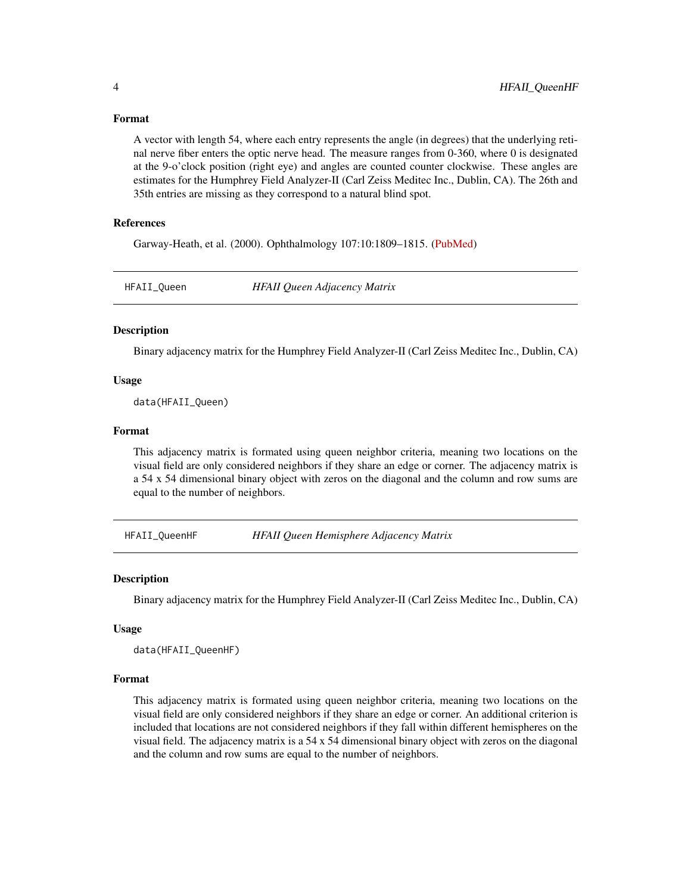### Format

A vector with length 54, where each entry represents the angle (in degrees) that the underlying retinal nerve fiber enters the optic nerve head. The measure ranges from 0-360, where 0 is designated at the 9-o'clock position (right eye) and angles are counted counter clockwise. These angles are estimates for the Humphrey Field Analyzer-II (Carl Zeiss Meditec Inc., Dublin, CA). The 26th and 35th entries are missing as they correspond to a natural blind spot.

### References

Garway-Heath, et al. (2000). Ophthalmology 107:10:1809–1815. (PubMed)

---

## HFAII_Queen — *HFAII Queen Adjacency Matrix*

### Description

Binary adjacency matrix for the Humphrey Field Analyzer-II (Carl Zeiss Meditec Inc., Dublin, CA)

### Usage

```
data(HFAII_Queen)
```

### Format

This adjacency matrix is formated using queen neighbor criteria, meaning two locations on the visual field are only considered neighbors if they share an edge or corner. The adjacency matrix is a 54 x 54 dimensional binary object with zeros on the diagonal and the column and row sums are equal to the number of neighbors.

---

## HFAII_QueenHF — *HFAII Queen Hemisphere Adjacency Matrix*

### Description

Binary adjacency matrix for the Humphrey Field Analyzer-II (Carl Zeiss Meditec Inc., Dublin, CA)

### Usage

```
data(HFAII_QueenHF)
```

### Format

This adjacency matrix is formated using queen neighbor criteria, meaning two locations on the visual field are only considered neighbors if they share an edge or corner. An additional criterion is included that locations are not considered neighbors if they fall within different hemispheres on the visual field. The adjacency matrix is a 54 x 54 dimensional binary object with zeros on the diagonal and the column and row sums are equal to the number of neighbors.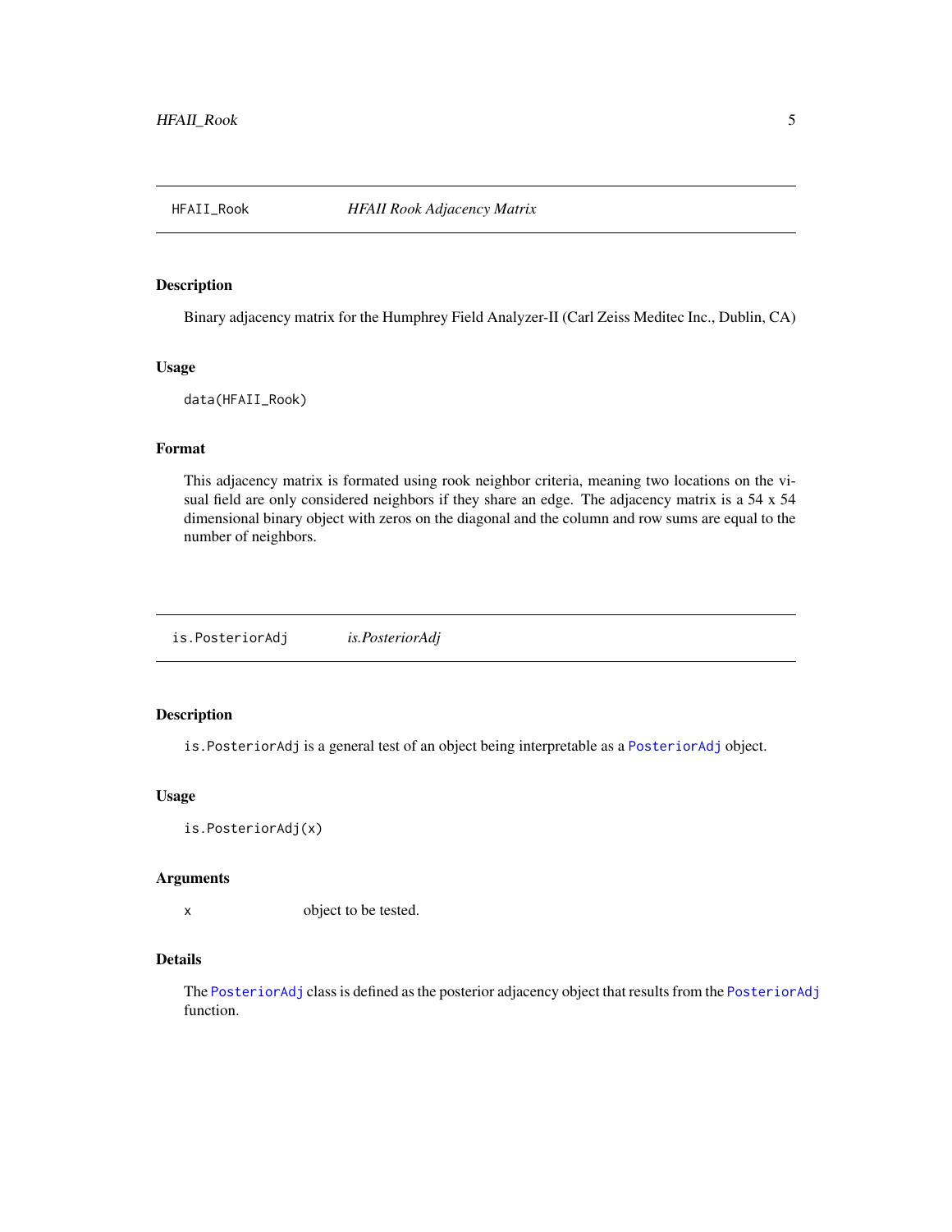## HFAII_Rook — *HFAII Rook Adjacency Matrix*

### Description

Binary adjacency matrix for the Humphrey Field Analyzer-II (Carl Zeiss Meditec Inc., Dublin, CA)

### Usage

```
data(HFAII_Rook)
```

### Format

This adjacency matrix is formated using rook neighbor criteria, meaning two locations on the visual field are only considered neighbors if they share an edge. The adjacency matrix is a 54 x 54 dimensional binary object with zeros on the diagonal and the column and row sums are equal to the number of neighbors.

## is.PosteriorAdj — *is.PosteriorAdj*

### Description

`is.PosteriorAdj` is a general test of an object being interpretable as a `PosteriorAdj` object.

### Usage

```
is.PosteriorAdj(x)
```

### Arguments

| | |
|---|---|
| x | object to be tested. |

### Details

The `PosteriorAdj` class is defined as the posterior adjacency object that results from the `PosteriorAdj` function.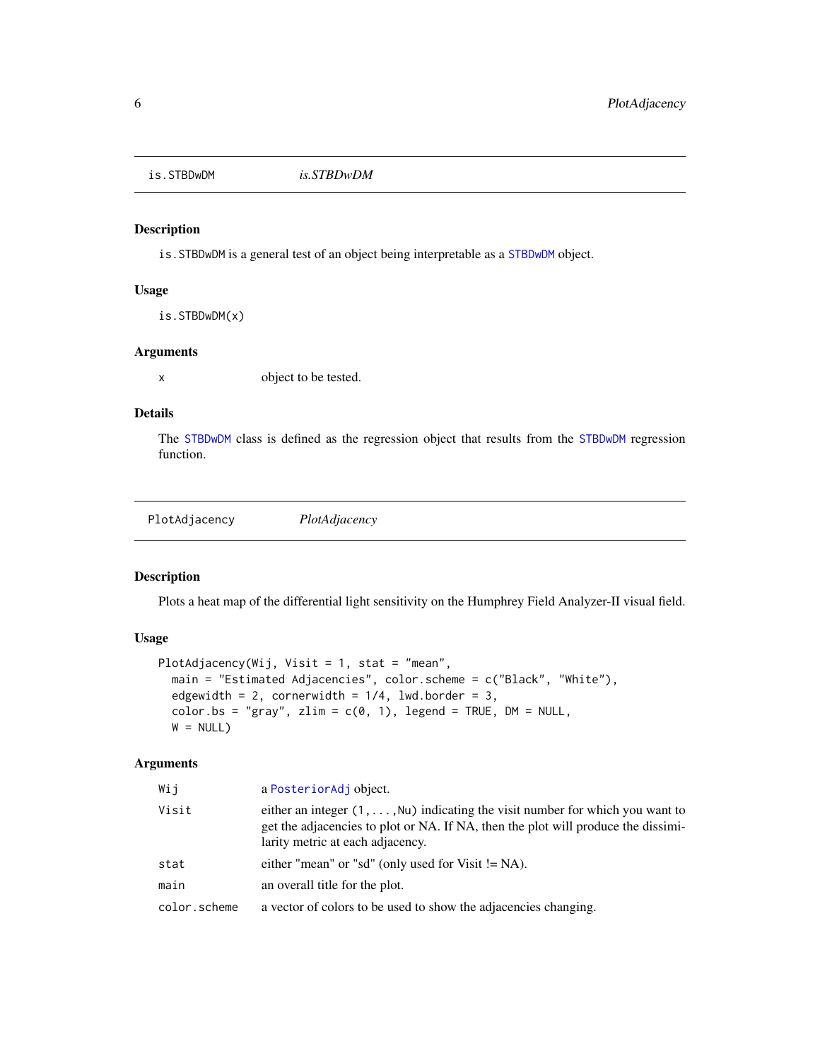## is.STBDwDM — *is.STBDwDM*

### Description

`is.STBDwDM` is a general test of an object being interpretable as a `STBDwDM` object.

### Usage

```
is.STBDwDM(x)
```

### Arguments

| | |
|---|---|
| `x` | object to be tested. |

### Details

The `STBDwDM` class is defined as the regression object that results from the `STBDwDM` regression function.

## PlotAdjacency — *PlotAdjacency*

### Description

Plots a heat map of the differential light sensitivity on the Humphrey Field Analyzer-II visual field.

### Usage

```
PlotAdjacency(Wij, Visit = 1, stat = "mean",
  main = "Estimated Adjacencies", color.scheme = c("Black", "White"),
  edgewidth = 2, cornerwidth = 1/4, lwd.border = 3,
  color.bs = "gray", zlim = c(0, 1), legend = TRUE, DM = NULL,
  W = NULL)
```

### Arguments

| | |
|---|---|
| `Wij` | a `PosteriorAdj` object. |
| `Visit` | either an integer `(1,...,Nu)` indicating the visit number for which you want to get the adjacencies to plot or NA. If NA, then the plot will produce the dissimilarity metric at each adjacency. |
| `stat` | either "mean" or "sd" (only used for Visit != NA). |
| `main` | an overall title for the plot. |
| `color.scheme` | a vector of colors to be used to show the adjacencies changing. |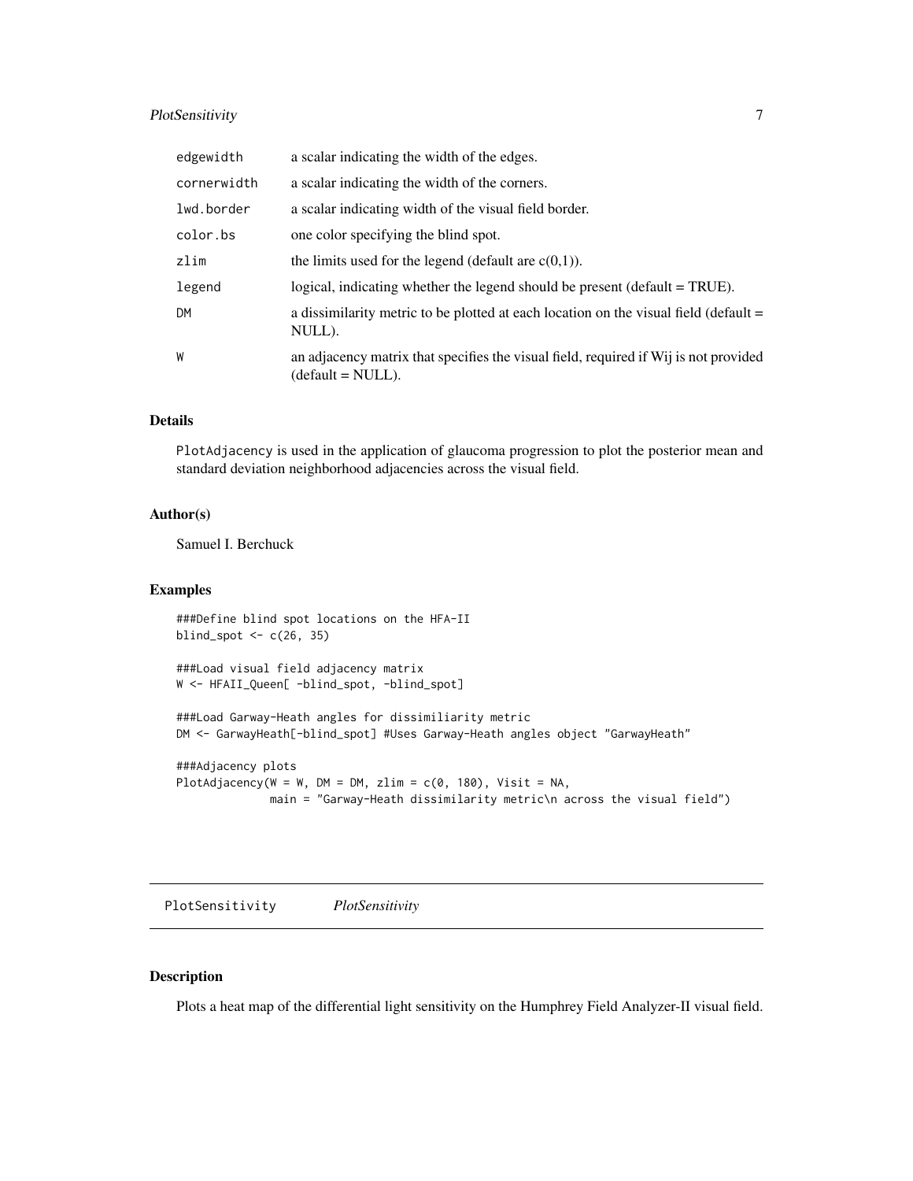| | |
|---|---|
| edgewidth | a scalar indicating the width of the edges. |
| cornerwidth | a scalar indicating the width of the corners. |
| lwd.border | a scalar indicating width of the visual field border. |
| color.bs | one color specifying the blind spot. |
| zlim | the limits used for the legend (default are c(0,1)). |
| legend | logical, indicating whether the legend should be present (default = TRUE). |
| DM | a dissimilarity metric to be plotted at each location on the visual field (default = NULL). |
| W | an adjacency matrix that specifies the visual field, required if Wij is not provided (default = NULL). |

### Details

PlotAdjacency is used in the application of glaucoma progression to plot the posterior mean and standard deviation neighborhood adjacencies across the visual field.

### Author(s)

Samuel I. Berchuck

### Examples

```
###Define blind spot locations on the HFA-II
blind_spot <- c(26, 35)

###Load visual field adjacency matrix
W <- HFAII_Queen[ -blind_spot, -blind_spot]

###Load Garway-Heath angles for dissimiliarity metric
DM <- GarwayHeath[-blind_spot] #Uses Garway-Heath angles object "GarwayHeath"

###Adjacency plots
PlotAdjacency(W = W, DM = DM, zlim = c(0, 180), Visit = NA,
              main = "Garway-Heath dissimilarity metric\n across the visual field")
```

## PlotSensitivity *PlotSensitivity*

### Description

Plots a heat map of the differential light sensitivity on the Humphrey Field Analyzer-II visual field.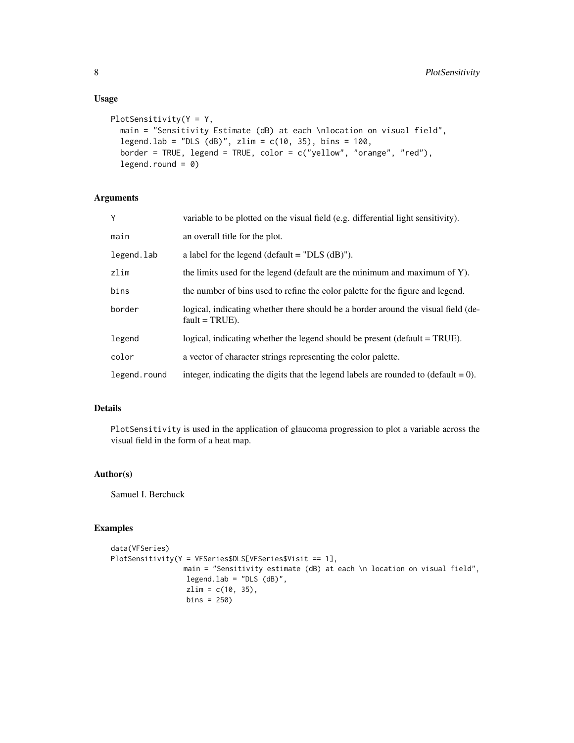## Usage

```
PlotSensitivity(Y = Y,
  main = "Sensitivity Estimate (dB) at each \nlocation on visual field",
  legend.lab = "DLS (dB)", zlim = c(10, 35), bins = 100,
  border = TRUE, legend = TRUE, color = c("yellow", "orange", "red"),
  legend.round = 0)
```

## Arguments

| | |
|---|---|
| Y | variable to be plotted on the visual field (e.g. differential light sensitivity). |
| main | an overall title for the plot. |
| legend.lab | a label for the legend (default = "DLS (dB)"). |
| zlim | the limits used for the legend (default are the minimum and maximum of Y). |
| bins | the number of bins used to refine the color palette for the figure and legend. |
| border | logical, indicating whether there should be a border around the visual field (default = TRUE). |
| legend | logical, indicating whether the legend should be present (default = TRUE). |
| color | a vector of character strings representing the color palette. |
| legend.round | integer, indicating the digits that the legend labels are rounded to (default = 0). |

## Details

PlotSensitivity is used in the application of glaucoma progression to plot a variable across the visual field in the form of a heat map.

## Author(s)

Samuel I. Berchuck

## Examples

```
data(VFSeries)
PlotSensitivity(Y = VFSeries$DLS[VFSeries$Visit == 1],
                main = "Sensitivity estimate (dB) at each \n location on visual field",
                 legend.lab = "DLS (dB)",
                 zlim = c(10, 35),
                 bins = 250)
```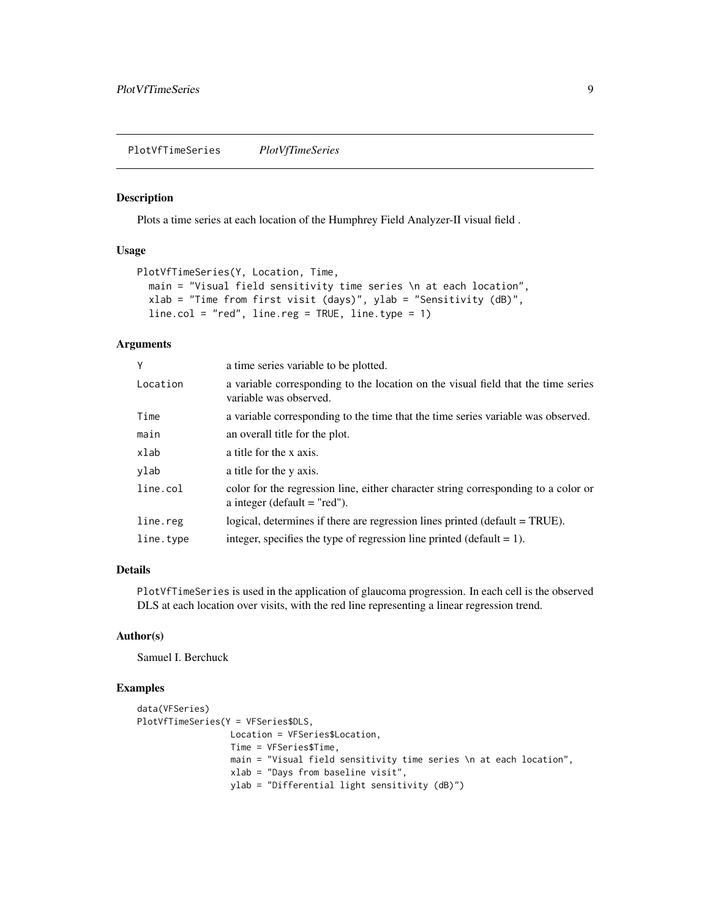## PlotVfTimeSeries *PlotVfTimeSeries*

### Description

Plots a time series at each location of the Humphrey Field Analyzer-II visual field .

### Usage

```
PlotVfTimeSeries(Y, Location, Time,
  main = "Visual field sensitivity time series \n at each location",
  xlab = "Time from first visit (days)", ylab = "Sensitivity (dB)",
  line.col = "red", line.reg = TRUE, line.type = 1)
```

### Arguments

| | |
|---|---|
| Y | a time series variable to be plotted. |
| Location | a variable corresponding to the location on the visual field that the time series variable was observed. |
| Time | a variable corresponding to the time that the time series variable was observed. |
| main | an overall title for the plot. |
| xlab | a title for the x axis. |
| ylab | a title for the y axis. |
| line.col | color for the regression line, either character string corresponding to a color or a integer (default = "red"). |
| line.reg | logical, determines if there are regression lines printed (default = TRUE). |
| line.type | integer, specifies the type of regression line printed (default = 1). |

### Details

`PlotVfTimeSeries` is used in the application of glaucoma progression. In each cell is the observed DLS at each location over visits, with the red line representing a linear regression trend.

### Author(s)

Samuel I. Berchuck

### Examples

```
data(VFSeries)
PlotVfTimeSeries(Y = VFSeries$DLS,
                 Location = VFSeries$Location,
                 Time = VFSeries$Time,
                 main = "Visual field sensitivity time series \n at each location",
                 xlab = "Days from baseline visit",
                 ylab = "Differential light sensitivity (dB)")
```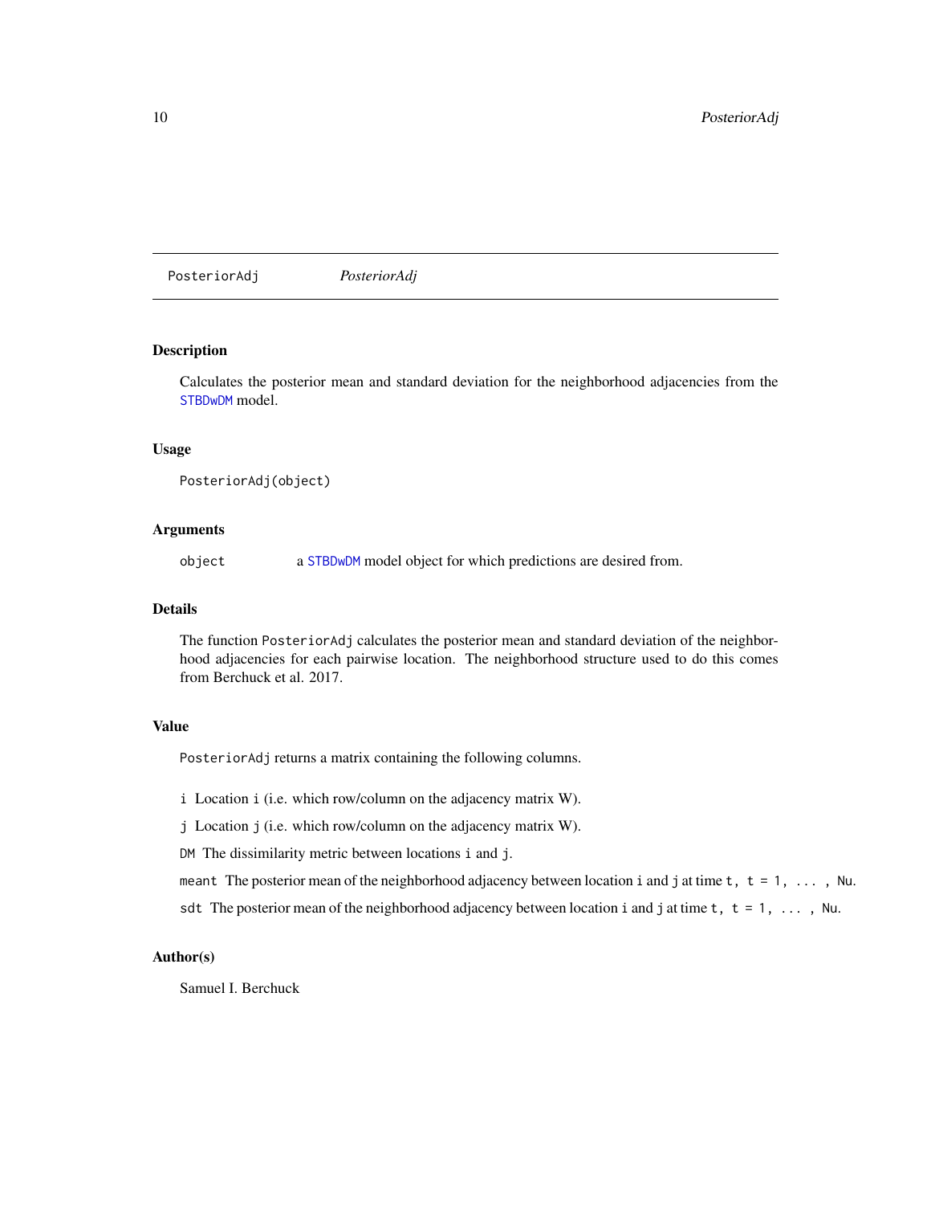PosteriorAdj *PosteriorAdj*

## Description

Calculates the posterior mean and standard deviation for the neighborhood adjacencies from the STBDwDM model.

## Usage

```
PosteriorAdj(object)
```

## Arguments

object a STBDwDM model object for which predictions are desired from.

## Details

The function `PosteriorAdj` calculates the posterior mean and standard deviation of the neighborhood adjacencies for each pairwise location. The neighborhood structure used to do this comes from Berchuck et al. 2017.

## Value

`PosteriorAdj` returns a matrix containing the following columns.

`i` Location `i` (i.e. which row/column on the adjacency matrix W).

`j` Location `j` (i.e. which row/column on the adjacency matrix W).

`DM` The dissimilarity metric between locations `i` and `j`.

`meant` The posterior mean of the neighborhood adjacency between location `i` and `j` at time `t, t = 1, ... , Nu`.

`sdt` The posterior mean of the neighborhood adjacency between location `i` and `j` at time `t, t = 1, ... , Nu`.

## Author(s)

Samuel I. Berchuck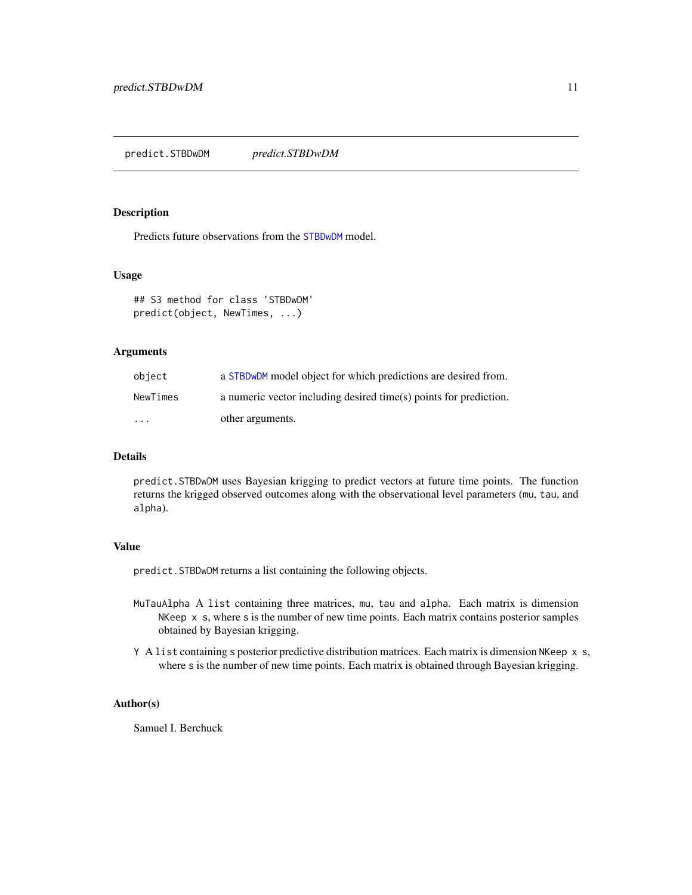# predict.STBDwDM *predict.STBDwDM*

## Description

Predicts future observations from the STBDwDM model.

## Usage

```
## S3 method for class 'STBDwDM'
predict(object, NewTimes, ...)
```

## Arguments

| | |
|---|---|
| `object` | a STBDwDM model object for which predictions are desired from. |
| `NewTimes` | a numeric vector including desired time(s) points for prediction. |
| `...` | other arguments. |

## Details

`predict.STBDwDM` uses Bayesian krigging to predict vectors at future time points. The function returns the krigged observed outcomes along with the observational level parameters (`mu`, `tau`, and `alpha`).

## Value

`predict.STBDwDM` returns a list containing the following objects.

- `MuTauAlpha` A `list` containing three matrices, `mu`, `tau` and `alpha`. Each matrix is dimension `NKeep x s`, where `s` is the number of new time points. Each matrix contains posterior samples obtained by Bayesian krigging.
- `Y` A `list` containing `s` posterior predictive distribution matrices. Each matrix is dimension `NKeep x s`, where `s` is the number of new time points. Each matrix is obtained through Bayesian krigging.

## Author(s)

Samuel I. Berchuck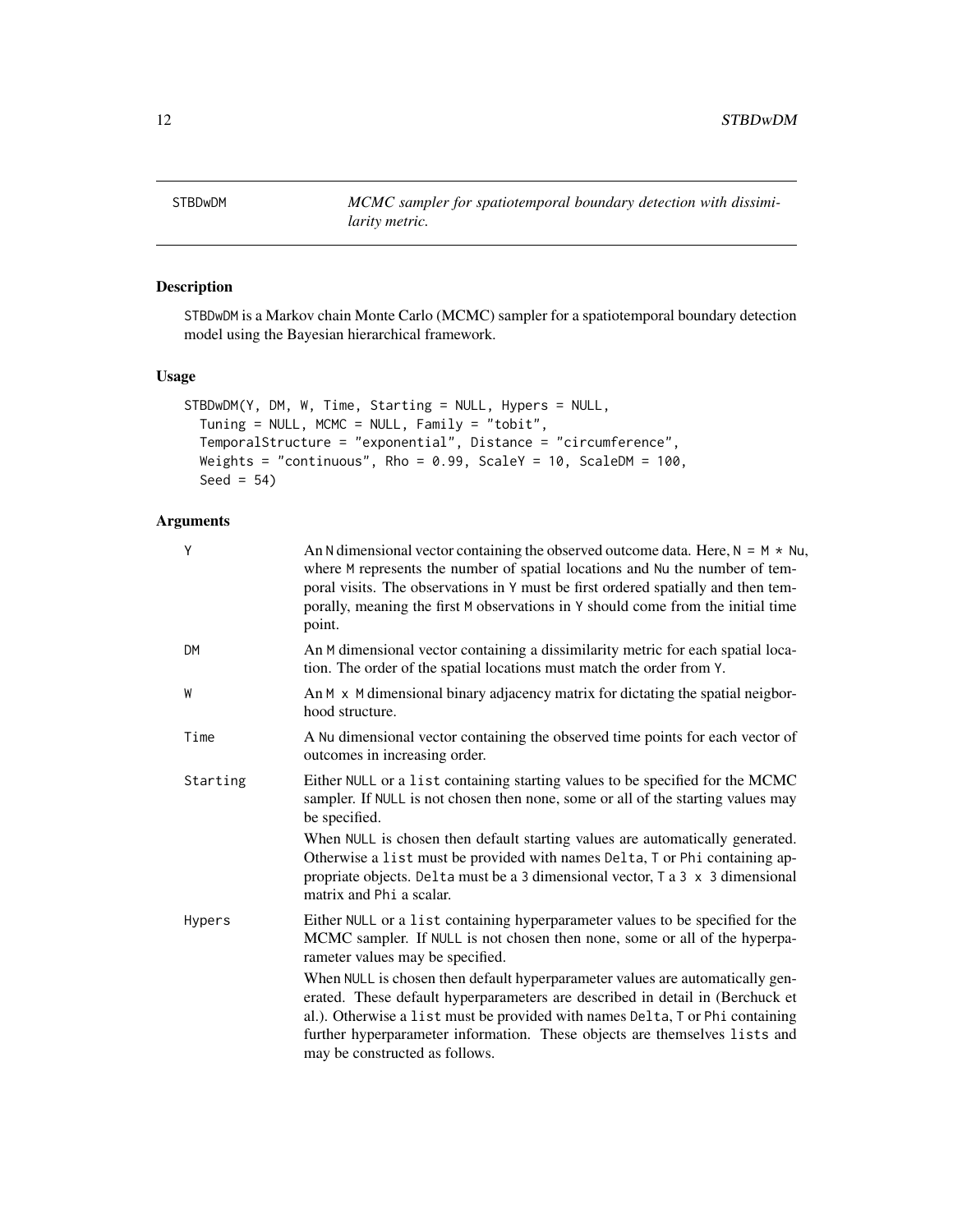## STBDwDM — *MCMC sampler for spatiotemporal boundary detection with dissimilarity metric.*

### Description

STBDwDM is a Markov chain Monte Carlo (MCMC) sampler for a spatiotemporal boundary detection model using the Bayesian hierarchical framework.

### Usage

```
STBDwDM(Y, DM, W, Time, Starting = NULL, Hypers = NULL,
  Tuning = NULL, MCMC = NULL, Family = "tobit",
  TemporalStructure = "exponential", Distance = "circumference",
  Weights = "continuous", Rho = 0.99, ScaleY = 10, ScaleDM = 100,
  Seed = 54)
```

### Arguments

| Argument | Description |
|---|---|
| Y | An N dimensional vector containing the observed outcome data. Here, N = M * Nu, where M represents the number of spatial locations and Nu the number of temporal visits. The observations in Y must be first ordered spatially and then temporally, meaning the first M observations in Y should come from the initial time point. |
| DM | An M dimensional vector containing a dissimilarity metric for each spatial location. The order of the spatial locations must match the order from Y. |
| W | An M x M dimensional binary adjacency matrix for dictating the spatial neigborhood structure. |
| Time | A Nu dimensional vector containing the observed time points for each vector of outcomes in increasing order. |
| Starting | Either NULL or a list containing starting values to be specified for the MCMC sampler. If NULL is not chosen then none, some or all of the starting values may be specified.<br><br>When NULL is chosen then default starting values are automatically generated. Otherwise a list must be provided with names Delta, T or Phi containing appropriate objects. Delta must be a 3 dimensional vector, T a 3 x 3 dimensional matrix and Phi a scalar. |
| Hypers | Either NULL or a list containing hyperparameter values to be specified for the MCMC sampler. If NULL is not chosen then none, some or all of the hyperparameter values may be specified.<br><br>When NULL is chosen then default hyperparameter values are automatically generated. These default hyperparameters are described in detail in (Berchuck et al.). Otherwise a list must be provided with names Delta, T or Phi containing further hyperparameter information. These objects are themselves lists and may be constructed as follows. |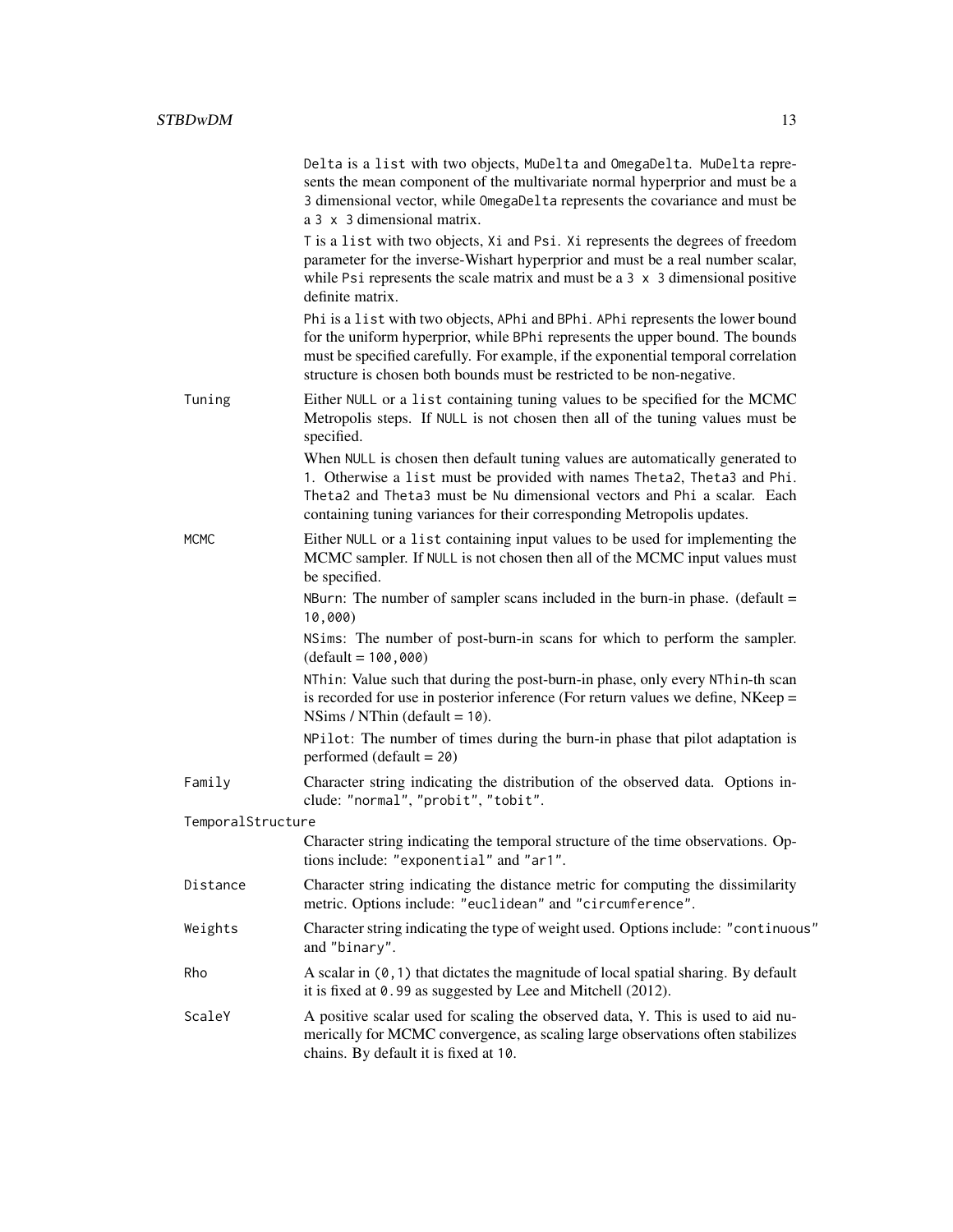Delta is a list with two objects, MuDelta and OmegaDelta. MuDelta represents the mean component of the multivariate normal hyperprior and must be a 3 dimensional vector, while OmegaDelta represents the covariance and must be a 3 x 3 dimensional matrix.

T is a list with two objects, Xi and Psi. Xi represents the degrees of freedom parameter for the inverse-Wishart hyperprior and must be a real number scalar, while Psi represents the scale matrix and must be a 3 x 3 dimensional positive definite matrix.

Phi is a list with two objects, APhi and BPhi. APhi represents the lower bound for the uniform hyperprior, while BPhi represents the upper bound. The bounds must be specified carefully. For example, if the exponential temporal correlation structure is chosen both bounds must be restricted to be non-negative.

**Tuning**
: Either NULL or a list containing tuning values to be specified for the MCMC Metropolis steps. If NULL is not chosen then all of the tuning values must be specified.

  When NULL is chosen then default tuning values are automatically generated to 1. Otherwise a list must be provided with names Theta2, Theta3 and Phi. Theta2 and Theta3 must be Nu dimensional vectors and Phi a scalar. Each containing tuning variances for their corresponding Metropolis updates.

**MCMC**
: Either NULL or a list containing input values to be used for implementing the MCMC sampler. If NULL is not chosen then all of the MCMC input values must be specified.

  NBurn: The number of sampler scans included in the burn-in phase. (default = 10,000)

  NSims: The number of post-burn-in scans for which to perform the sampler. (default = 100,000)

  NThin: Value such that during the post-burn-in phase, only every NThin-th scan is recorded for use in posterior inference (For return values we define, NKeep = NSims / NThin (default = 10).

  NPilot: The number of times during the burn-in phase that pilot adaptation is performed (default = 20)

**Family**
: Character string indicating the distribution of the observed data. Options include: "normal", "probit", "tobit".

**TemporalStructure**
: Character string indicating the temporal structure of the time observations. Options include: "exponential" and "ar1".

**Distance**
: Character string indicating the distance metric for computing the dissimilarity metric. Options include: "euclidean" and "circumference".

**Weights**
: Character string indicating the type of weight used. Options include: "continuous" and "binary".

**Rho**
: A scalar in (0,1) that dictates the magnitude of local spatial sharing. By default it is fixed at 0.99 as suggested by Lee and Mitchell (2012).

**ScaleY**
: A positive scalar used for scaling the observed data, Y. This is used to aid numerically for MCMC convergence, as scaling large observations often stabilizes chains. By default it is fixed at 10.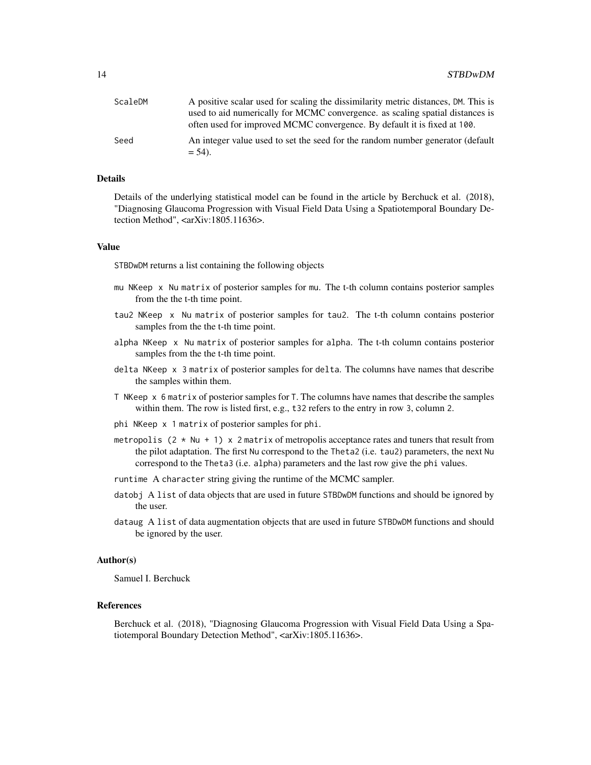ScaleDM A positive scalar used for scaling the dissimilarity metric distances, DM. This is used to aid numerically for MCMC convergence. as scaling spatial distances is often used for improved MCMC convergence. By default it is fixed at 100.

Seed An integer value used to set the seed for the random number generator (default = 54).

### Details

Details of the underlying statistical model can be found in the article by Berchuck et al. (2018), "Diagnosing Glaucoma Progression with Visual Field Data Using a Spatiotemporal Boundary Detection Method", <arXiv:1805.11636>.

### Value

STBDwDM returns a list containing the following objects

- mu NKeep x Nu matrix of posterior samples for mu. The t-th column contains posterior samples from the the t-th time point.
- tau2 NKeep x Nu matrix of posterior samples for tau2. The t-th column contains posterior samples from the the t-th time point.
- alpha NKeep x Nu matrix of posterior samples for alpha. The t-th column contains posterior samples from the the t-th time point.
- delta NKeep x 3 matrix of posterior samples for delta. The columns have names that describe the samples within them.
- T NKeep x 6 matrix of posterior samples for T. The columns have names that describe the samples within them. The row is listed first, e.g., t32 refers to the entry in row 3, column 2.
- phi NKeep x 1 matrix of posterior samples for phi.
- metropolis (2 * Nu + 1) x 2 matrix of metropolis acceptance rates and tuners that result from the pilot adaptation. The first Nu correspond to the Theta2 (i.e. tau2) parameters, the next Nu correspond to the Theta3 (i.e. alpha) parameters and the last row give the phi values.
- runtime A character string giving the runtime of the MCMC sampler.
- datobj A list of data objects that are used in future STBDwDM functions and should be ignored by the user.
- dataug A list of data augmentation objects that are used in future STBDwDM functions and should be ignored by the user.

### Author(s)

Samuel I. Berchuck

### References

Berchuck et al. (2018), "Diagnosing Glaucoma Progression with Visual Field Data Using a Spatiotemporal Boundary Detection Method", <arXiv:1805.11636>.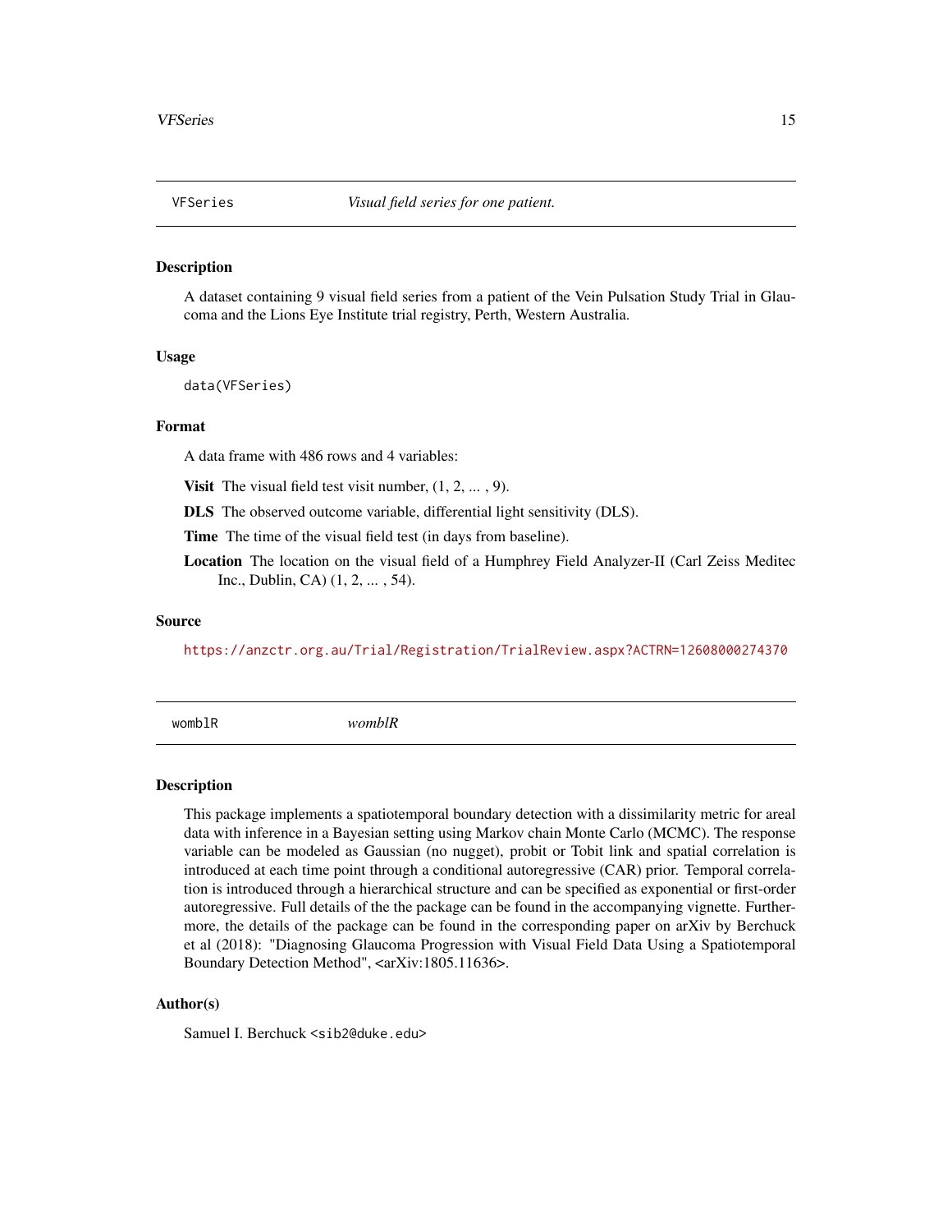## VFSeries — *Visual field series for one patient.*

### Description

A dataset containing 9 visual field series from a patient of the Vein Pulsation Study Trial in Glaucoma and the Lions Eye Institute trial registry, Perth, Western Australia.

### Usage

```
data(VFSeries)
```

### Format

A data frame with 486 rows and 4 variables:

**Visit** The visual field test visit number, (1, 2, ... , 9).

**DLS** The observed outcome variable, differential light sensitivity (DLS).

**Time** The time of the visual field test (in days from baseline).

**Location** The location on the visual field of a Humphrey Field Analyzer-II (Carl Zeiss Meditec Inc., Dublin, CA) (1, 2, ... , 54).

### Source

https://anzctr.org.au/Trial/Registration/TrialReview.aspx?ACTRN=12608000274370

## womblR — *womblR*

### Description

This package implements a spatiotemporal boundary detection with a dissimilarity metric for areal data with inference in a Bayesian setting using Markov chain Monte Carlo (MCMC). The response variable can be modeled as Gaussian (no nugget), probit or Tobit link and spatial correlation is introduced at each time point through a conditional autoregressive (CAR) prior. Temporal correlation is introduced through a hierarchical structure and can be specified as exponential or first-order autoregressive. Full details of the the package can be found in the accompanying vignette. Furthermore, the details of the package can be found in the corresponding paper on arXiv by Berchuck et al (2018): "Diagnosing Glaucoma Progression with Visual Field Data Using a Spatiotemporal Boundary Detection Method", <arXiv:1805.11636>.

### Author(s)

Samuel I. Berchuck <sib2@duke.edu>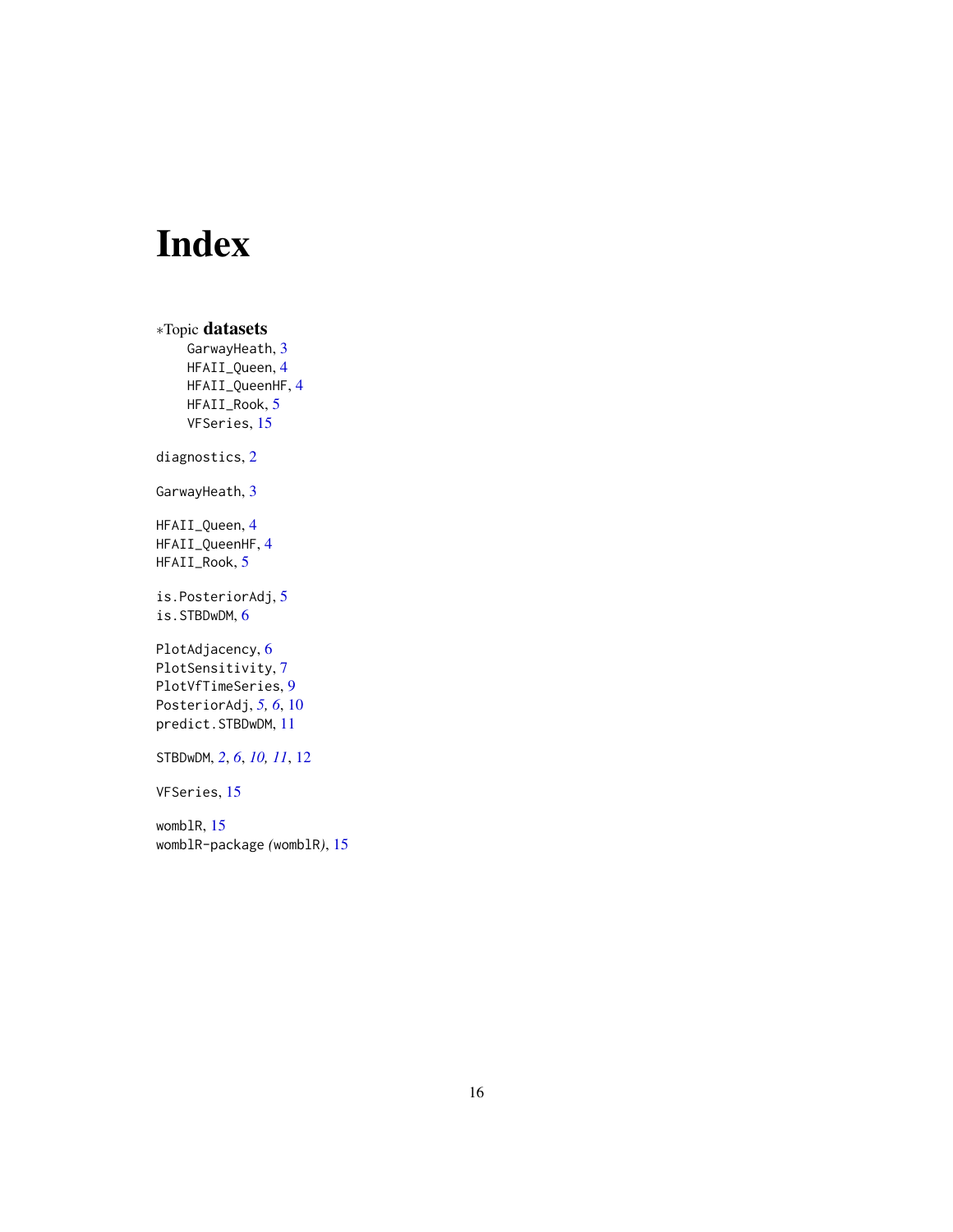# Index

*Topic **datasets**

GarwayHeath, 3
HFAII_Queen, 4
HFAII_QueenHF, 4
HFAII_Rook, 5
VFSeries, 15

diagnostics, 2

GarwayHeath, 3

HFAII_Queen, 4
HFAII_QueenHF, 4
HFAII_Rook, 5

is.PosteriorAdj, 5
is.STBDwDM, 6

PlotAdjacency, 6
PlotSensitivity, 7
PlotVfTimeSeries, 9
PosteriorAdj, *5, 6*, 10
predict.STBDwDM, 11

STBDwDM, *2*, *6*, *10, 11*, 12

VFSeries, 15

womblR, 15
womblR-package *(*womblR*)*, 15